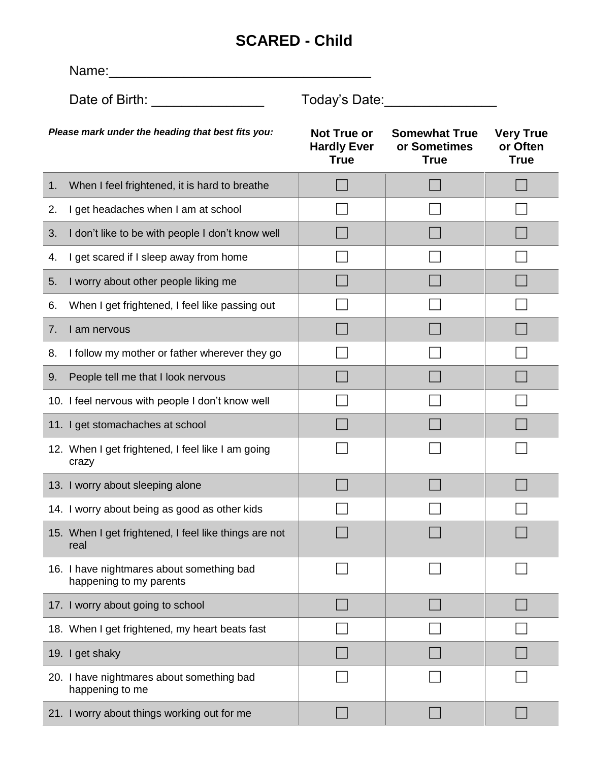# SCARED - Child

Name:_________________________________

Date of Birth: _______________ Today's Date:_______________

| *Please mark under the heading that best fits you:* | Not True or Hardly Ever True | Somewhat True or Sometimes True | Very True or Often True |
|---|---|---|---|
| 1. When I feel frightened, it is hard to breathe | ☐ | ☐ | ☐ |
| 2. I get headaches when I am at school | ☐ | ☐ | ☐ |
| 3. I don't like to be with people I don't know well | ☐ | ☐ | ☐ |
| 4. I get scared if I sleep away from home | ☐ | ☐ | ☐ |
| 5. I worry about other people liking me | ☐ | ☐ | ☐ |
| 6. When I get frightened, I feel like passing out | ☐ | ☐ | ☐ |
| 7. I am nervous | ☐ | ☐ | ☐ |
| 8. I follow my mother or father wherever they go | ☐ | ☐ | ☐ |
| 9. People tell me that I look nervous | ☐ | ☐ | ☐ |
| 10. I feel nervous with people I don't know well | ☐ | ☐ | ☐ |
| 11. I get stomachaches at school | ☐ | ☐ | ☐ |
| 12. When I get frightened, I feel like I am going crazy | ☐ | ☐ | ☐ |
| 13. I worry about sleeping alone | ☐ | ☐ | ☐ |
| 14. I worry about being as good as other kids | ☐ | ☐ | ☐ |
| 15. When I get frightened, I feel like things are not real | ☐ | ☐ | ☐ |
| 16. I have nightmares about something bad happening to my parents | ☐ | ☐ | ☐ |
| 17. I worry about going to school | ☐ | ☐ | ☐ |
| 18. When I get frightened, my heart beats fast | ☐ | ☐ | ☐ |
| 19. I get shaky | ☐ | ☐ | ☐ |
| 20. I have nightmares about something bad happening to me | ☐ | ☐ | ☐ |
| 21. I worry about things working out for me | ☐ | ☐ | ☐ |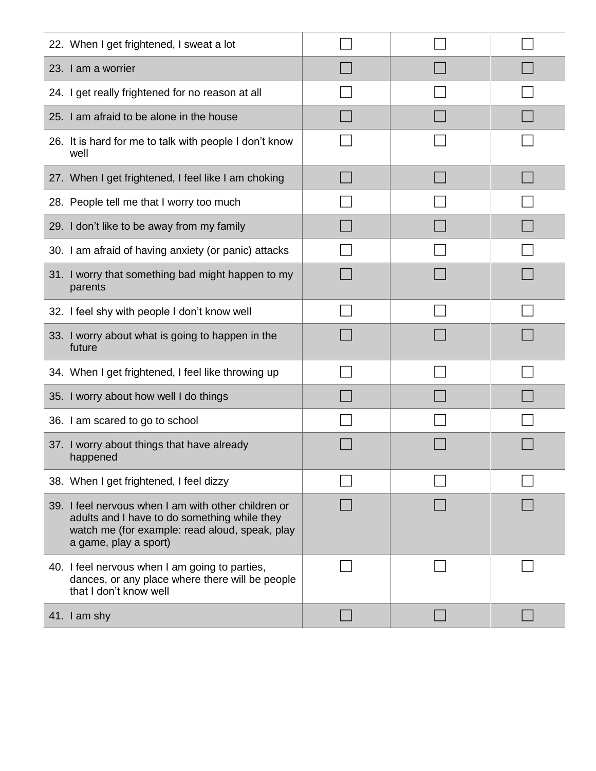| | | | |
|---|---|---|---|
| 22. When I get frightened, I sweat a lot | ☐ | ☐ | ☐ |
| 23. I am a worrier | ☐ | ☐ | ☐ |
| 24. I get really frightened for no reason at all | ☐ | ☐ | ☐ |
| 25. I am afraid to be alone in the house | ☐ | ☐ | ☐ |
| 26. It is hard for me to talk with people I don't know well | ☐ | ☐ | ☐ |
| 27. When I get frightened, I feel like I am choking | ☐ | ☐ | ☐ |
| 28. People tell me that I worry too much | ☐ | ☐ | ☐ |
| 29. I don't like to be away from my family | ☐ | ☐ | ☐ |
| 30. I am afraid of having anxiety (or panic) attacks | ☐ | ☐ | ☐ |
| 31. I worry that something bad might happen to my parents | ☐ | ☐ | ☐ |
| 32. I feel shy with people I don't know well | ☐ | ☐ | ☐ |
| 33. I worry about what is going to happen in the future | ☐ | ☐ | ☐ |
| 34. When I get frightened, I feel like throwing up | ☐ | ☐ | ☐ |
| 35. I worry about how well I do things | ☐ | ☐ | ☐ |
| 36. I am scared to go to school | ☐ | ☐ | ☐ |
| 37. I worry about things that have already happened | ☐ | ☐ | ☐ |
| 38. When I get frightened, I feel dizzy | ☐ | ☐ | ☐ |
| 39. I feel nervous when I am with other children or adults and I have to do something while they watch me (for example: read aloud, speak, play a game, play a sport) | ☐ | ☐ | ☐ |
| 40. I feel nervous when I am going to parties, dances, or any place where there will be people that I don't know well | ☐ | ☐ | ☐ |
| 41. I am shy | ☐ | ☐ | ☐ |